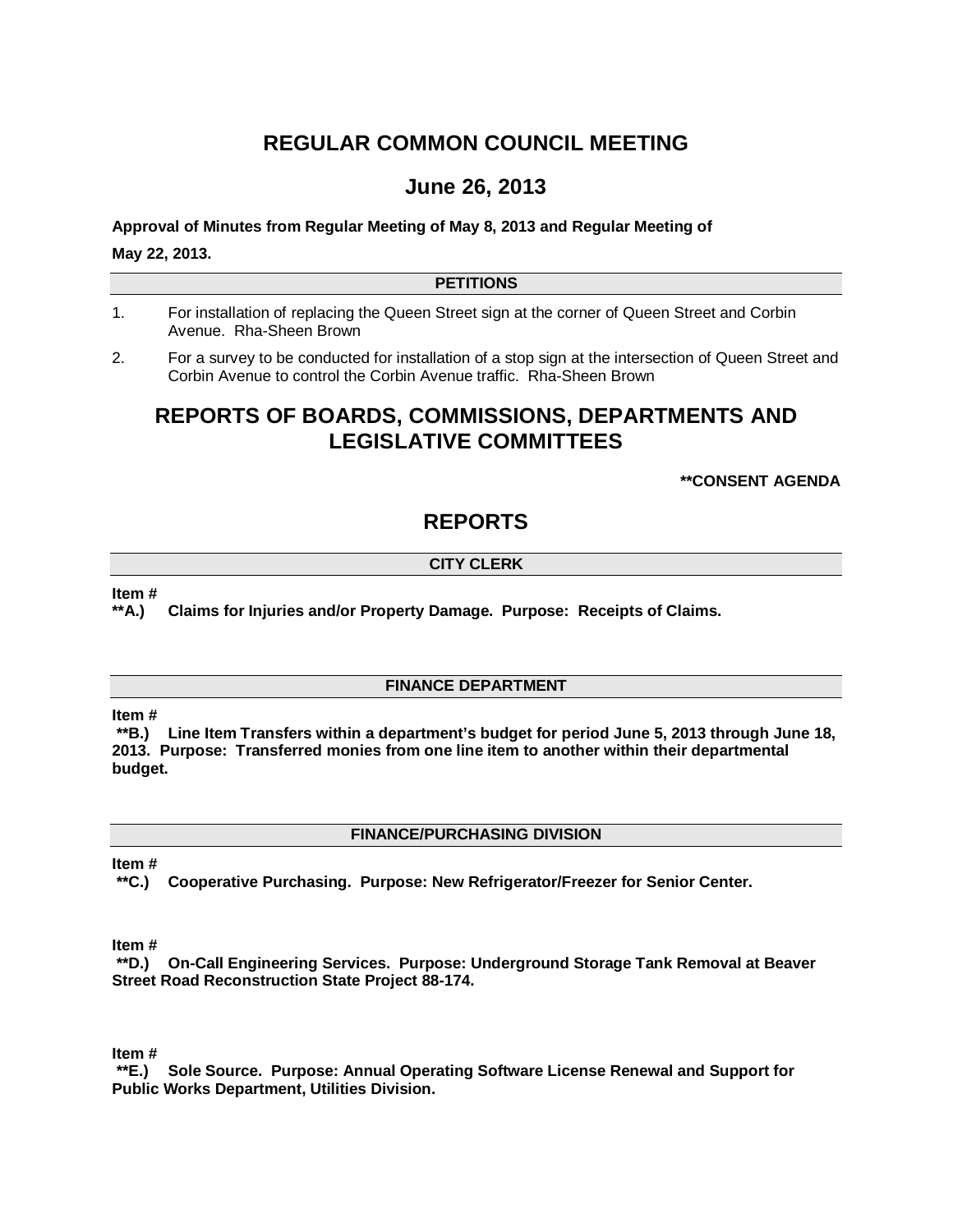# REGULAR COMMON COUNCIL MEETING

## June 26, 2013

**Approval of Minutes from Regular Meeting of May 8, 2013 and Regular Meeting of May 22, 2013.**

### PETITIONS

1. For installation of replacing the Queen Street sign at the corner of Queen Street and Corbin Avenue. Rha-Sheen Brown
2. For a survey to be conducted for installation of a stop sign at the intersection of Queen Street and Corbin Avenue to control the Corbin Avenue traffic. Rha-Sheen Brown

# REPORTS OF BOARDS, COMMISSIONS, DEPARTMENTS AND LEGISLATIVE COMMITTEES

**\*\*CONSENT AGENDA**

# REPORTS

### CITY CLERK

**Item #**
**\*\*A.) Claims for Injuries and/or Property Damage. Purpose: Receipts of Claims.**

### FINANCE DEPARTMENT

**Item #**
**\*\*B.) Line Item Transfers within a department's budget for period June 5, 2013 through June 18, 2013. Purpose: Transferred monies from one line item to another within their departmental budget.**

### FINANCE/PURCHASING DIVISION

**Item #**
**\*\*C.) Cooperative Purchasing. Purpose: New Refrigerator/Freezer for Senior Center.**

**Item #**
**\*\*D.) On-Call Engineering Services. Purpose: Underground Storage Tank Removal at Beaver Street Road Reconstruction State Project 88-174.**

**Item #**
**\*\*E.) Sole Source. Purpose: Annual Operating Software License Renewal and Support for Public Works Department, Utilities Division.**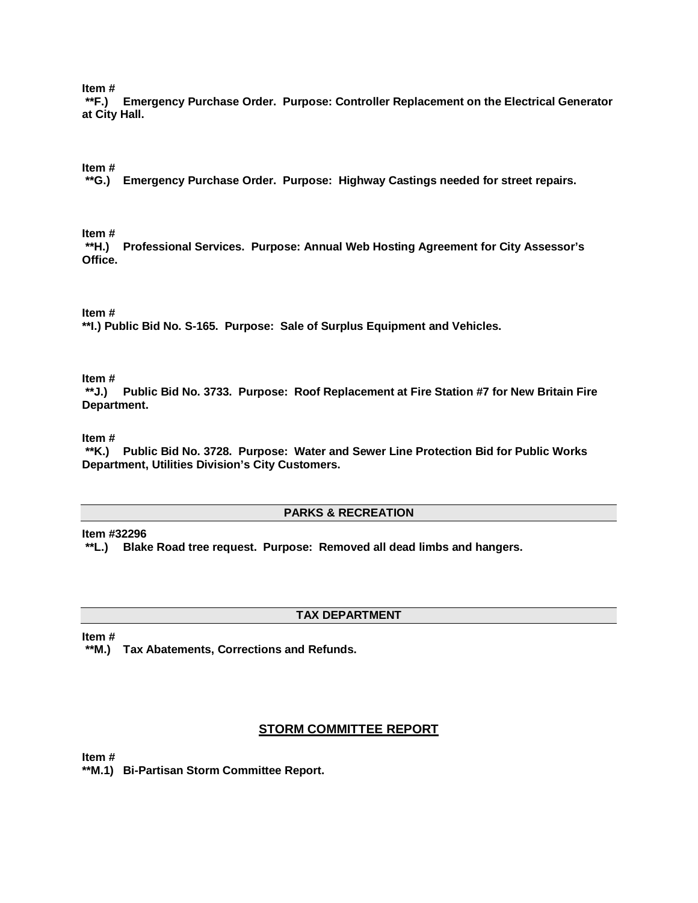**Item #**
**\*\*F.) Emergency Purchase Order. Purpose: Controller Replacement on the Electrical Generator at City Hall.**

**Item #**
**\*\*G.) Emergency Purchase Order. Purpose: Highway Castings needed for street repairs.**

**Item #**
**\*\*H.) Professional Services. Purpose: Annual Web Hosting Agreement for City Assessor's Office.**

**Item #**
**\*\*I.) Public Bid No. S-165. Purpose: Sale of Surplus Equipment and Vehicles.**

**Item #**
**\*\*J.) Public Bid No. 3733. Purpose: Roof Replacement at Fire Station #7 for New Britain Fire Department.**

**Item #**
**\*\*K.) Public Bid No. 3728. Purpose: Water and Sewer Line Protection Bid for Public Works Department, Utilities Division's City Customers.**

## PARKS & RECREATION

**Item #32296**
**\*\*L.) Blake Road tree request. Purpose: Removed all dead limbs and hangers.**

## TAX DEPARTMENT

**Item #**
**\*\*M.) Tax Abatements, Corrections and Refunds.**

## STORM COMMITTEE REPORT

**Item #**
**\*\*M.1) Bi-Partisan Storm Committee Report.**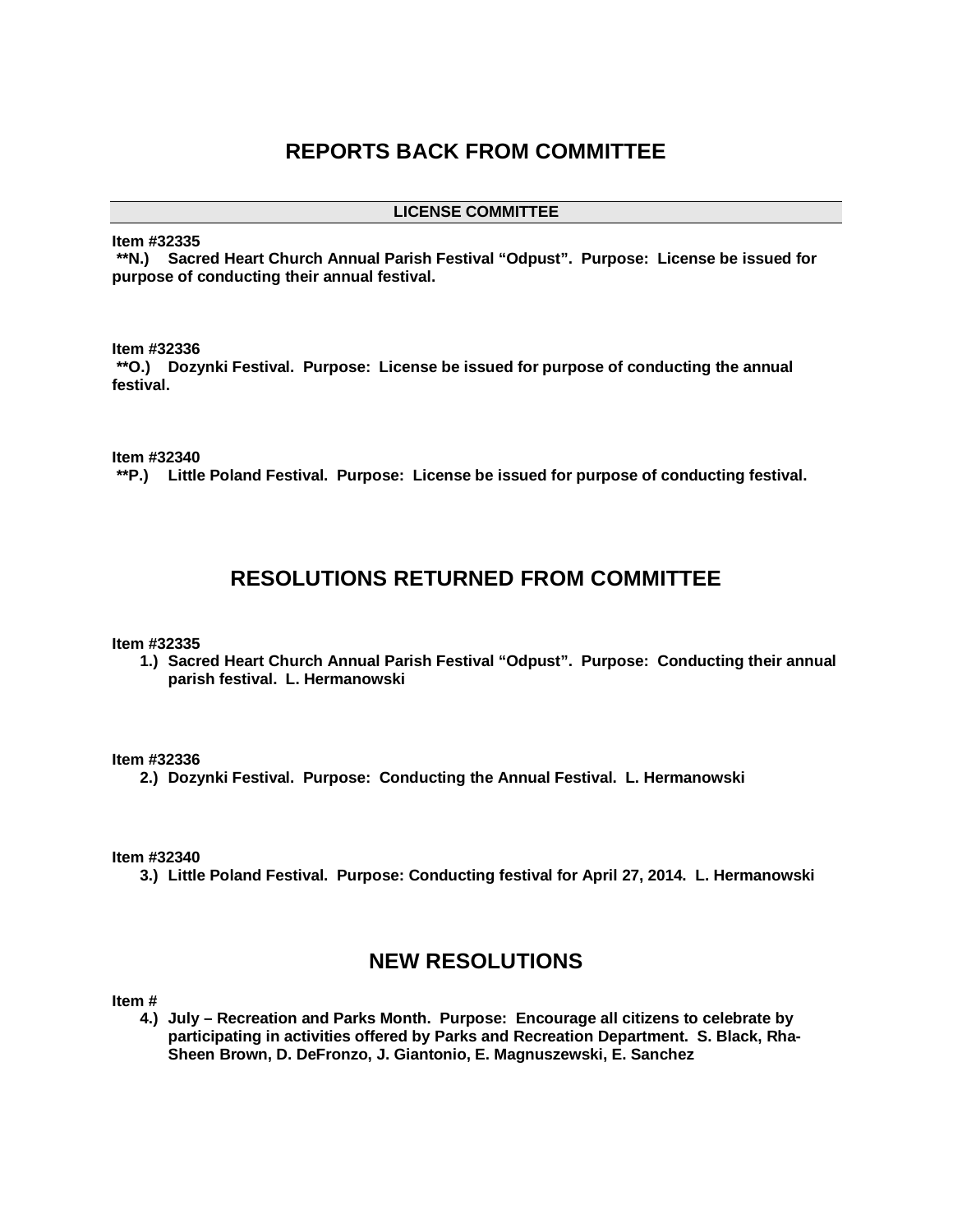## REPORTS BACK FROM COMMITTEE

### LICENSE COMMITTEE

**Item #32335**
**\*\*N.) Sacred Heart Church Annual Parish Festival "Odpust". Purpose: License be issued for purpose of conducting their annual festival.**

**Item #32336**
**\*\*O.) Dozynki Festival. Purpose: License be issued for purpose of conducting the annual festival.**

**Item #32340**
**\*\*P.) Little Poland Festival. Purpose: License be issued for purpose of conducting festival.**

## RESOLUTIONS RETURNED FROM COMMITTEE

**Item #32335**

1.) **Sacred Heart Church Annual Parish Festival "Odpust". Purpose: Conducting their annual parish festival. L. Hermanowski**

**Item #32336**

2.) **Dozynki Festival. Purpose: Conducting the Annual Festival. L. Hermanowski**

**Item #32340**

3.) **Little Poland Festival. Purpose: Conducting festival for April 27, 2014. L. Hermanowski**

## NEW RESOLUTIONS

**Item #**

4.) **July – Recreation and Parks Month. Purpose: Encourage all citizens to celebrate by participating in activities offered by Parks and Recreation Department. S. Black, Rha-Sheen Brown, D. DeFronzo, J. Giantonio, E. Magnuszewski, E. Sanchez**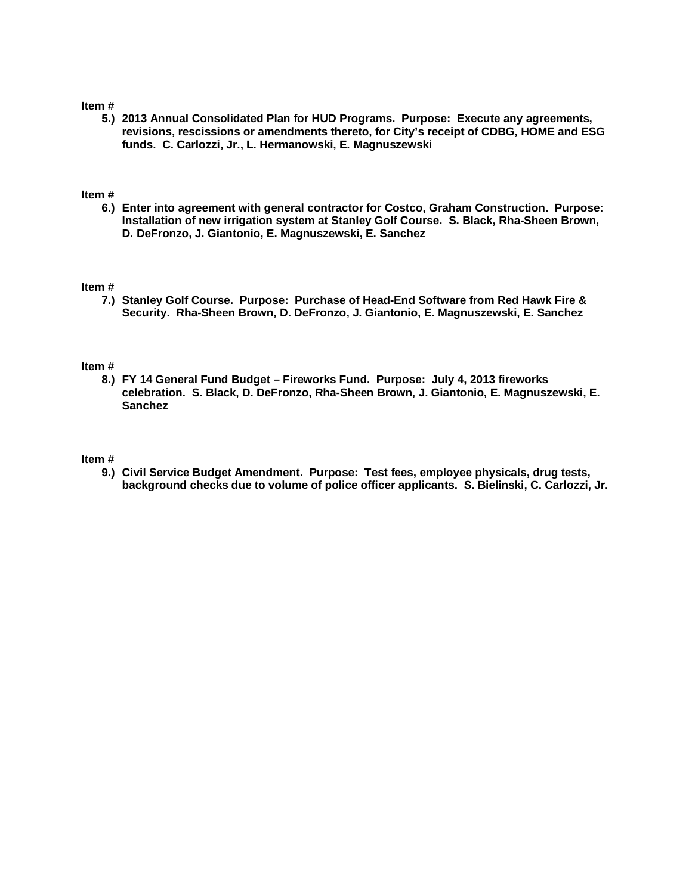**Item #**

**5.) 2013 Annual Consolidated Plan for HUD Programs. Purpose: Execute any agreements, revisions, rescissions or amendments thereto, for City's receipt of CDBG, HOME and ESG funds. C. Carlozzi, Jr., L. Hermanowski, E. Magnuszewski**

**Item #**

**6.) Enter into agreement with general contractor for Costco, Graham Construction. Purpose: Installation of new irrigation system at Stanley Golf Course. S. Black, Rha-Sheen Brown, D. DeFronzo, J. Giantonio, E. Magnuszewski, E. Sanchez**

**Item #**

**7.) Stanley Golf Course. Purpose: Purchase of Head-End Software from Red Hawk Fire & Security. Rha-Sheen Brown, D. DeFronzo, J. Giantonio, E. Magnuszewski, E. Sanchez**

**Item #**

**8.) FY 14 General Fund Budget – Fireworks Fund. Purpose: July 4, 2013 fireworks celebration. S. Black, D. DeFronzo, Rha-Sheen Brown, J. Giantonio, E. Magnuszewski, E. Sanchez**

**Item #**

**9.) Civil Service Budget Amendment. Purpose: Test fees, employee physicals, drug tests, background checks due to volume of police officer applicants. S. Bielinski, C. Carlozzi, Jr.**